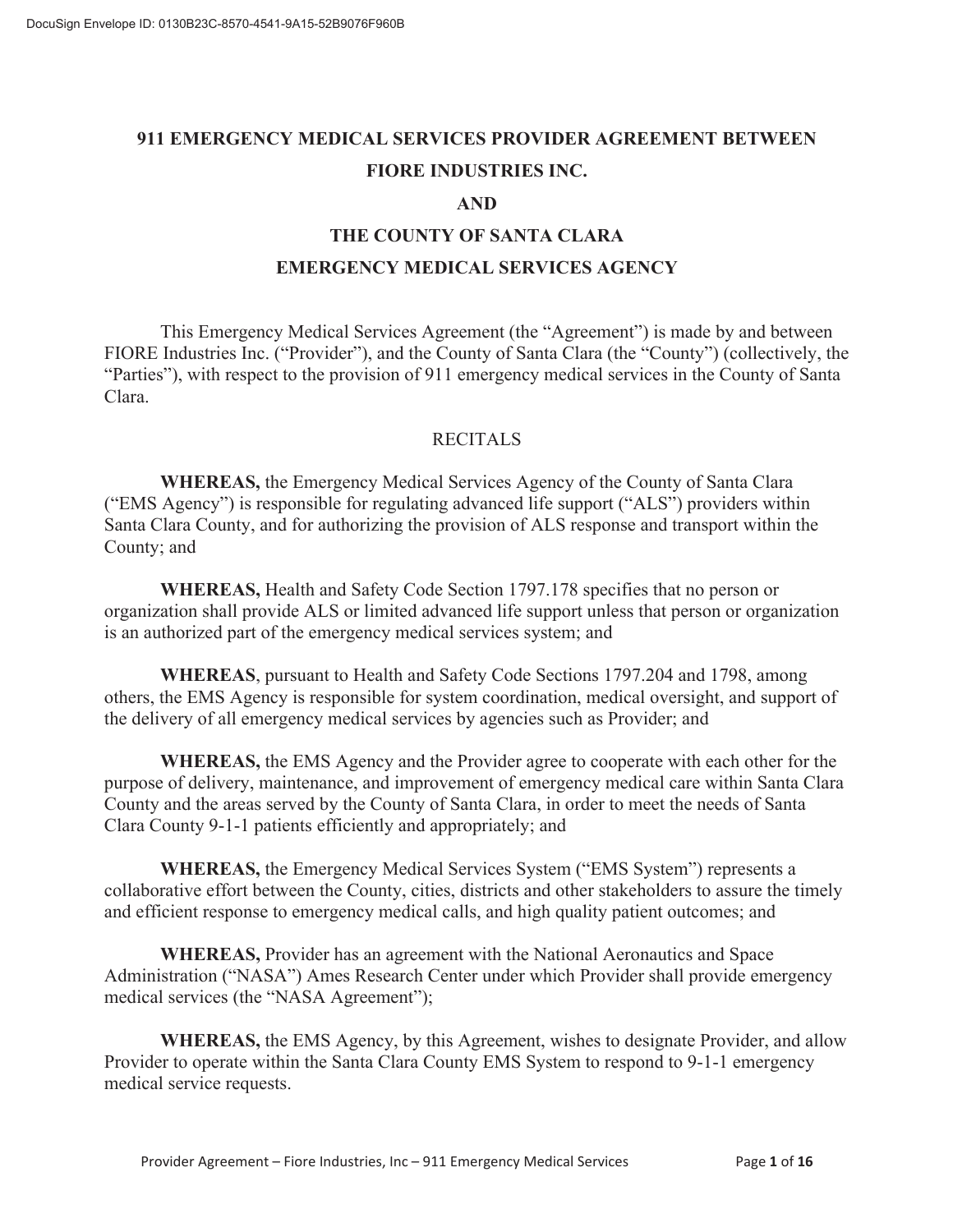# 911 EMERGENCY MEDICAL SERVICES PROVIDER AGREEMENT BETWEEN FIORE INDUSTRIES INC. AND THE COUNTY OF SANTA CLARA EMERGENCY MEDICAL SERVICES AGENCY

This Emergency Medical Services Agreement (the "Agreement") is made by and between FIORE Industries Inc. ("Provider"), and the County of Santa Clara (the "County") (collectively, the "Parties"), with respect to the provision of 911 emergency medical services in the County of Santa Clara.

## RECITALS

**WHEREAS,** the Emergency Medical Services Agency of the County of Santa Clara ("EMS Agency") is responsible for regulating advanced life support ("ALS") providers within Santa Clara County, and for authorizing the provision of ALS response and transport within the County; and

**WHEREAS,** Health and Safety Code Section 1797.178 specifies that no person or organization shall provide ALS or limited advanced life support unless that person or organization is an authorized part of the emergency medical services system; and

**WHEREAS**, pursuant to Health and Safety Code Sections 1797.204 and 1798, among others, the EMS Agency is responsible for system coordination, medical oversight, and support of the delivery of all emergency medical services by agencies such as Provider; and

**WHEREAS,** the EMS Agency and the Provider agree to cooperate with each other for the purpose of delivery, maintenance, and improvement of emergency medical care within Santa Clara County and the areas served by the County of Santa Clara, in order to meet the needs of Santa Clara County 9-1-1 patients efficiently and appropriately; and

**WHEREAS,** the Emergency Medical Services System ("EMS System") represents a collaborative effort between the County, cities, districts and other stakeholders to assure the timely and efficient response to emergency medical calls, and high quality patient outcomes; and

**WHEREAS,** Provider has an agreement with the National Aeronautics and Space Administration ("NASA") Ames Research Center under which Provider shall provide emergency medical services (the "NASA Agreement");

**WHEREAS,** the EMS Agency, by this Agreement, wishes to designate Provider, and allow Provider to operate within the Santa Clara County EMS System to respond to 9-1-1 emergency medical service requests.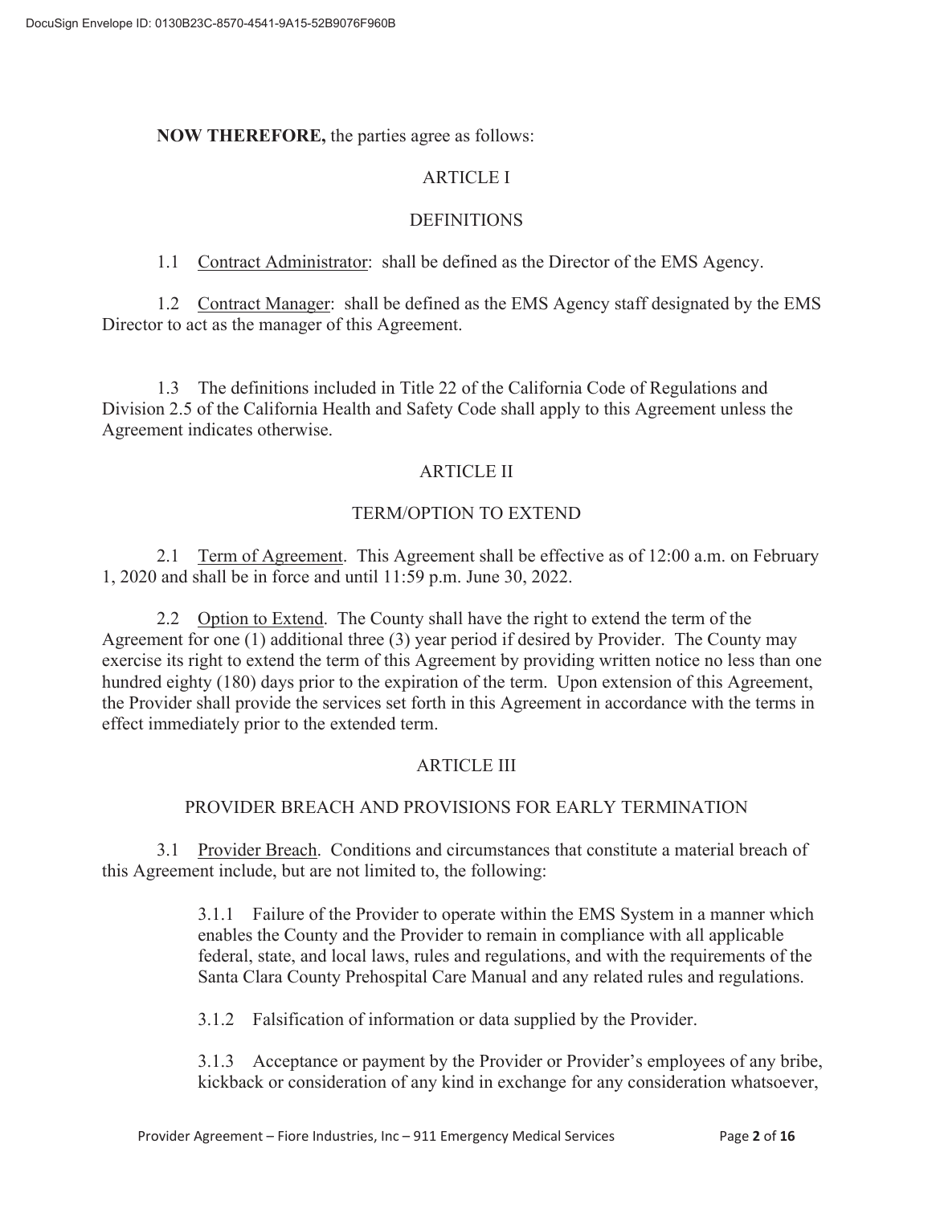**NOW THEREFORE,** the parties agree as follows:

## ARTICLE I

## DEFINITIONS

1.1 Contract Administrator: shall be defined as the Director of the EMS Agency.

1.2 Contract Manager: shall be defined as the EMS Agency staff designated by the EMS Director to act as the manager of this Agreement.

1.3 The definitions included in Title 22 of the California Code of Regulations and Division 2.5 of the California Health and Safety Code shall apply to this Agreement unless the Agreement indicates otherwise.

## ARTICLE II

## TERM/OPTION TO EXTEND

2.1 Term of Agreement. This Agreement shall be effective as of 12:00 a.m. on February 1, 2020 and shall be in force and until 11:59 p.m. June 30, 2022.

2.2 Option to Extend. The County shall have the right to extend the term of the Agreement for one (1) additional three (3) year period if desired by Provider. The County may exercise its right to extend the term of this Agreement by providing written notice no less than one hundred eighty (180) days prior to the expiration of the term. Upon extension of this Agreement, the Provider shall provide the services set forth in this Agreement in accordance with the terms in effect immediately prior to the extended term.

## ARTICLE III

## PROVIDER BREACH AND PROVISIONS FOR EARLY TERMINATION

3.1 Provider Breach. Conditions and circumstances that constitute a material breach of this Agreement include, but are not limited to, the following:

> 3.1.1 Failure of the Provider to operate within the EMS System in a manner which enables the County and the Provider to remain in compliance with all applicable federal, state, and local laws, rules and regulations, and with the requirements of the Santa Clara County Prehospital Care Manual and any related rules and regulations.
>
> 3.1.2 Falsification of information or data supplied by the Provider.
>
> 3.1.3 Acceptance or payment by the Provider or Provider's employees of any bribe, kickback or consideration of any kind in exchange for any consideration whatsoever,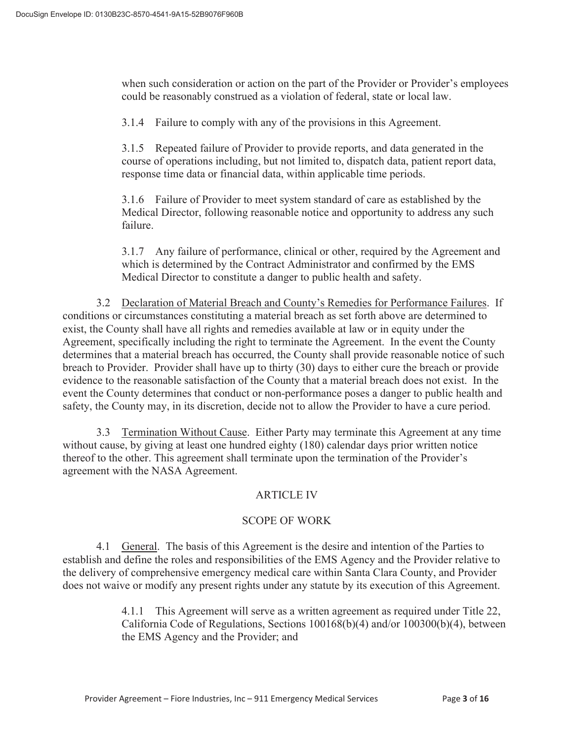when such consideration or action on the part of the Provider or Provider's employees could be reasonably construed as a violation of federal, state or local law.

3.1.4 Failure to comply with any of the provisions in this Agreement.

3.1.5 Repeated failure of Provider to provide reports, and data generated in the course of operations including, but not limited to, dispatch data, patient report data, response time data or financial data, within applicable time periods.

3.1.6 Failure of Provider to meet system standard of care as established by the Medical Director, following reasonable notice and opportunity to address any such failure.

3.1.7 Any failure of performance, clinical or other, required by the Agreement and which is determined by the Contract Administrator and confirmed by the EMS Medical Director to constitute a danger to public health and safety.

3.2 <u>Declaration of Material Breach and County's Remedies for Performance Failures</u>. If conditions or circumstances constituting a material breach as set forth above are determined to exist, the County shall have all rights and remedies available at law or in equity under the Agreement, specifically including the right to terminate the Agreement. In the event the County determines that a material breach has occurred, the County shall provide reasonable notice of such breach to Provider. Provider shall have up to thirty (30) days to either cure the breach or provide evidence to the reasonable satisfaction of the County that a material breach does not exist. In the event the County determines that conduct or non-performance poses a danger to public health and safety, the County may, in its discretion, decide not to allow the Provider to have a cure period.

3.3 <u>Termination Without Cause</u>. Either Party may terminate this Agreement at any time without cause, by giving at least one hundred eighty (180) calendar days prior written notice thereof to the other. This agreement shall terminate upon the termination of the Provider's agreement with the NASA Agreement.

## ARTICLE IV

## SCOPE OF WORK

4.1 <u>General</u>. The basis of this Agreement is the desire and intention of the Parties to establish and define the roles and responsibilities of the EMS Agency and the Provider relative to the delivery of comprehensive emergency medical care within Santa Clara County, and Provider does not waive or modify any present rights under any statute by its execution of this Agreement.

4.1.1 This Agreement will serve as a written agreement as required under Title 22, California Code of Regulations, Sections 100168(b)(4) and/or 100300(b)(4), between the EMS Agency and the Provider; and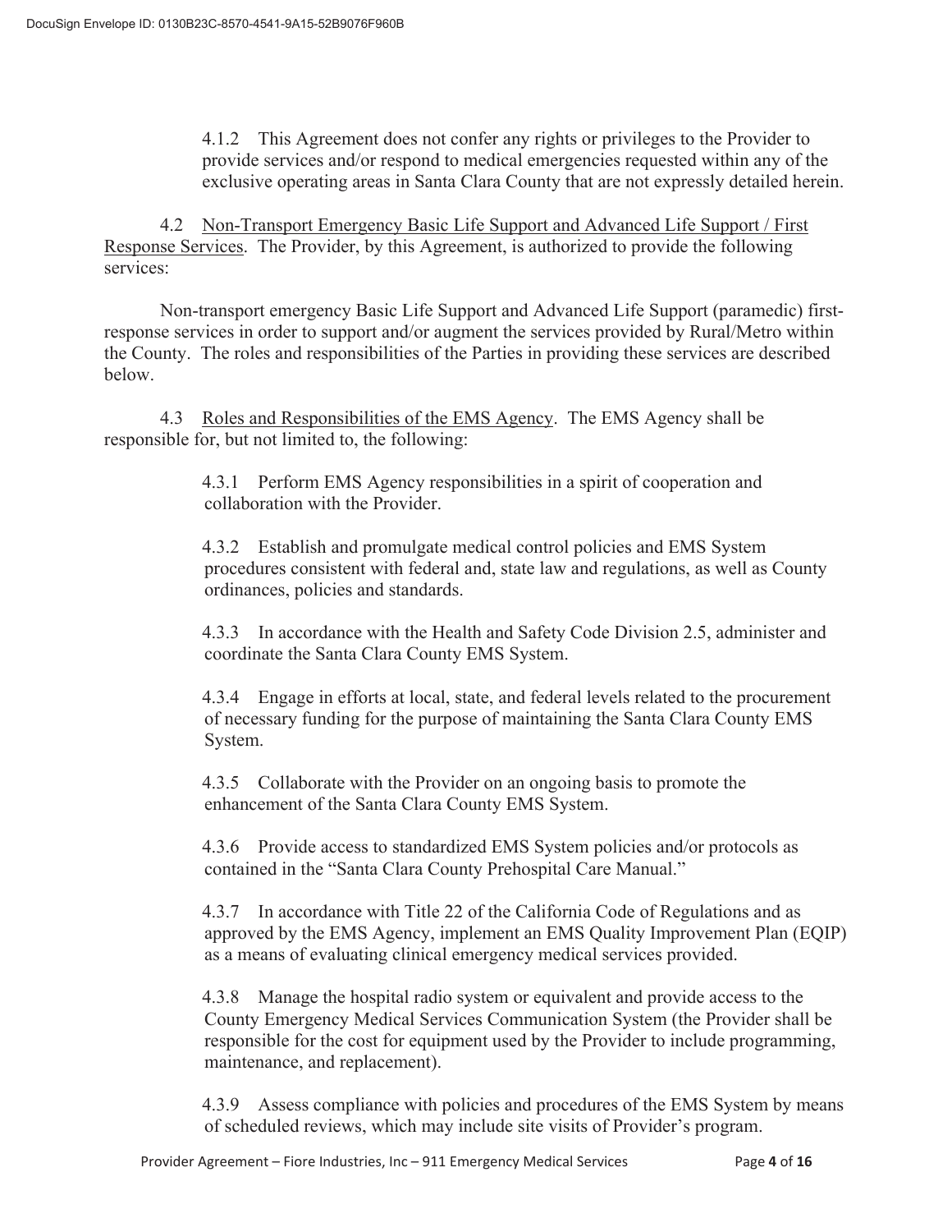4.1.2 This Agreement does not confer any rights or privileges to the Provider to provide services and/or respond to medical emergencies requested within any of the exclusive operating areas in Santa Clara County that are not expressly detailed herein.

4.2 Non-Transport Emergency Basic Life Support and Advanced Life Support / First Response Services. The Provider, by this Agreement, is authorized to provide the following services:

Non-transport emergency Basic Life Support and Advanced Life Support (paramedic) first-response services in order to support and/or augment the services provided by Rural/Metro within the County. The roles and responsibilities of the Parties in providing these services are described below.

4.3 Roles and Responsibilities of the EMS Agency. The EMS Agency shall be responsible for, but not limited to, the following:

4.3.1 Perform EMS Agency responsibilities in a spirit of cooperation and collaboration with the Provider.

4.3.2 Establish and promulgate medical control policies and EMS System procedures consistent with federal and, state law and regulations, as well as County ordinances, policies and standards.

4.3.3 In accordance with the Health and Safety Code Division 2.5, administer and coordinate the Santa Clara County EMS System.

4.3.4 Engage in efforts at local, state, and federal levels related to the procurement of necessary funding for the purpose of maintaining the Santa Clara County EMS System.

4.3.5 Collaborate with the Provider on an ongoing basis to promote the enhancement of the Santa Clara County EMS System.

4.3.6 Provide access to standardized EMS System policies and/or protocols as contained in the "Santa Clara County Prehospital Care Manual."

4.3.7 In accordance with Title 22 of the California Code of Regulations and as approved by the EMS Agency, implement an EMS Quality Improvement Plan (EQIP) as a means of evaluating clinical emergency medical services provided.

4.3.8 Manage the hospital radio system or equivalent and provide access to the County Emergency Medical Services Communication System (the Provider shall be responsible for the cost for equipment used by the Provider to include programming, maintenance, and replacement).

4.3.9 Assess compliance with policies and procedures of the EMS System by means of scheduled reviews, which may include site visits of Provider's program.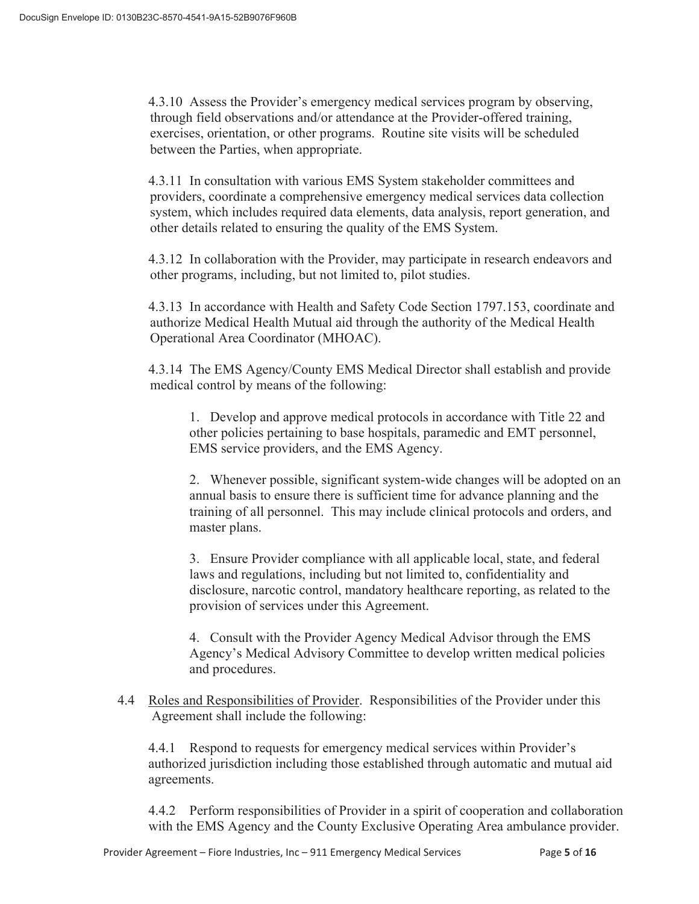4.3.10 Assess the Provider's emergency medical services program by observing, through field observations and/or attendance at the Provider-offered training, exercises, orientation, or other programs. Routine site visits will be scheduled between the Parties, when appropriate.

4.3.11 In consultation with various EMS System stakeholder committees and providers, coordinate a comprehensive emergency medical services data collection system, which includes required data elements, data analysis, report generation, and other details related to ensuring the quality of the EMS System.

4.3.12 In collaboration with the Provider, may participate in research endeavors and other programs, including, but not limited to, pilot studies.

4.3.13 In accordance with Health and Safety Code Section 1797.153, coordinate and authorize Medical Health Mutual aid through the authority of the Medical Health Operational Area Coordinator (MHOAC).

4.3.14 The EMS Agency/County EMS Medical Director shall establish and provide medical control by means of the following:

1. Develop and approve medical protocols in accordance with Title 22 and other policies pertaining to base hospitals, paramedic and EMT personnel, EMS service providers, and the EMS Agency.

2. Whenever possible, significant system-wide changes will be adopted on an annual basis to ensure there is sufficient time for advance planning and the training of all personnel. This may include clinical protocols and orders, and master plans.

3. Ensure Provider compliance with all applicable local, state, and federal laws and regulations, including but not limited to, confidentiality and disclosure, narcotic control, mandatory healthcare reporting, as related to the provision of services under this Agreement.

4. Consult with the Provider Agency Medical Advisor through the EMS Agency's Medical Advisory Committee to develop written medical policies and procedures.

4.4 Roles and Responsibilities of Provider. Responsibilities of the Provider under this Agreement shall include the following:

4.4.1 Respond to requests for emergency medical services within Provider's authorized jurisdiction including those established through automatic and mutual aid agreements.

4.4.2 Perform responsibilities of Provider in a spirit of cooperation and collaboration with the EMS Agency and the County Exclusive Operating Area ambulance provider.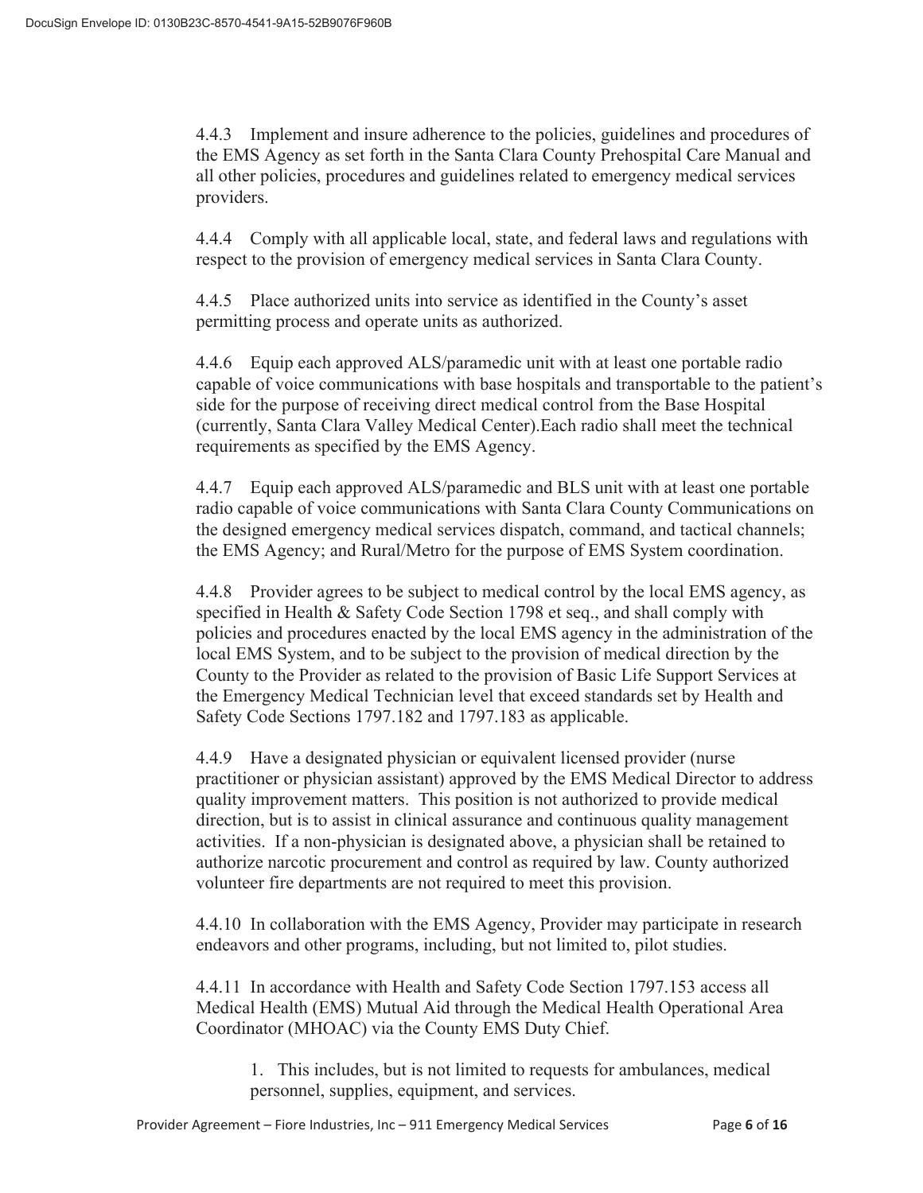4.4.3 Implement and insure adherence to the policies, guidelines and procedures of the EMS Agency as set forth in the Santa Clara County Prehospital Care Manual and all other policies, procedures and guidelines related to emergency medical services providers.

4.4.4 Comply with all applicable local, state, and federal laws and regulations with respect to the provision of emergency medical services in Santa Clara County.

4.4.5 Place authorized units into service as identified in the County's asset permitting process and operate units as authorized.

4.4.6 Equip each approved ALS/paramedic unit with at least one portable radio capable of voice communications with base hospitals and transportable to the patient's side for the purpose of receiving direct medical control from the Base Hospital (currently, Santa Clara Valley Medical Center).Each radio shall meet the technical requirements as specified by the EMS Agency.

4.4.7 Equip each approved ALS/paramedic and BLS unit with at least one portable radio capable of voice communications with Santa Clara County Communications on the designed emergency medical services dispatch, command, and tactical channels; the EMS Agency; and Rural/Metro for the purpose of EMS System coordination.

4.4.8 Provider agrees to be subject to medical control by the local EMS agency, as specified in Health & Safety Code Section 1798 et seq., and shall comply with policies and procedures enacted by the local EMS agency in the administration of the local EMS System, and to be subject to the provision of medical direction by the County to the Provider as related to the provision of Basic Life Support Services at the Emergency Medical Technician level that exceed standards set by Health and Safety Code Sections 1797.182 and 1797.183 as applicable.

4.4.9 Have a designated physician or equivalent licensed provider (nurse practitioner or physician assistant) approved by the EMS Medical Director to address quality improvement matters. This position is not authorized to provide medical direction, but is to assist in clinical assurance and continuous quality management activities. If a non-physician is designated above, a physician shall be retained to authorize narcotic procurement and control as required by law. County authorized volunteer fire departments are not required to meet this provision.

4.4.10 In collaboration with the EMS Agency, Provider may participate in research endeavors and other programs, including, but not limited to, pilot studies.

4.4.11 In accordance with Health and Safety Code Section 1797.153 access all Medical Health (EMS) Mutual Aid through the Medical Health Operational Area Coordinator (MHOAC) via the County EMS Duty Chief.

1. This includes, but is not limited to requests for ambulances, medical personnel, supplies, equipment, and services.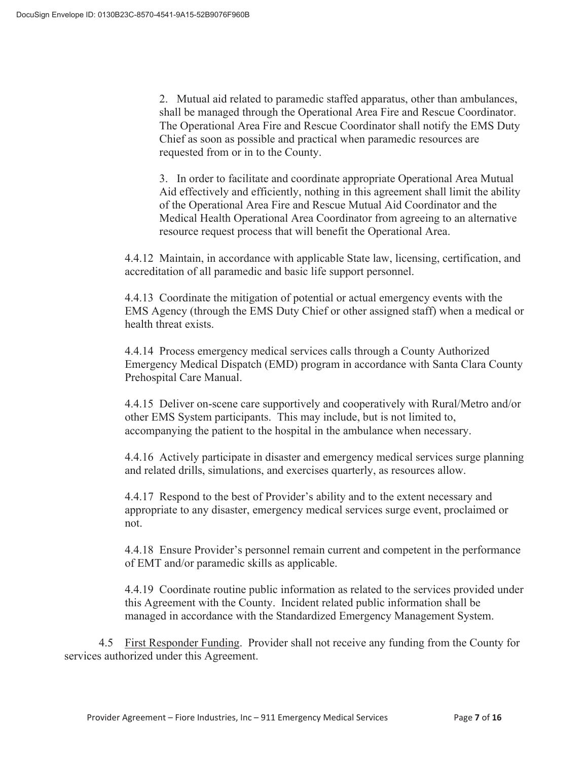2. Mutual aid related to paramedic staffed apparatus, other than ambulances, shall be managed through the Operational Area Fire and Rescue Coordinator. The Operational Area Fire and Rescue Coordinator shall notify the EMS Duty Chief as soon as possible and practical when paramedic resources are requested from or in to the County.

3. In order to facilitate and coordinate appropriate Operational Area Mutual Aid effectively and efficiently, nothing in this agreement shall limit the ability of the Operational Area Fire and Rescue Mutual Aid Coordinator and the Medical Health Operational Area Coordinator from agreeing to an alternative resource request process that will benefit the Operational Area.

4.4.12 Maintain, in accordance with applicable State law, licensing, certification, and accreditation of all paramedic and basic life support personnel.

4.4.13 Coordinate the mitigation of potential or actual emergency events with the EMS Agency (through the EMS Duty Chief or other assigned staff) when a medical or health threat exists.

4.4.14 Process emergency medical services calls through a County Authorized Emergency Medical Dispatch (EMD) program in accordance with Santa Clara County Prehospital Care Manual.

4.4.15 Deliver on-scene care supportively and cooperatively with Rural/Metro and/or other EMS System participants. This may include, but is not limited to, accompanying the patient to the hospital in the ambulance when necessary.

4.4.16 Actively participate in disaster and emergency medical services surge planning and related drills, simulations, and exercises quarterly, as resources allow.

4.4.17 Respond to the best of Provider's ability and to the extent necessary and appropriate to any disaster, emergency medical services surge event, proclaimed or not.

4.4.18 Ensure Provider's personnel remain current and competent in the performance of EMT and/or paramedic skills as applicable.

4.4.19 Coordinate routine public information as related to the services provided under this Agreement with the County. Incident related public information shall be managed in accordance with the Standardized Emergency Management System.

4.5 First Responder Funding. Provider shall not receive any funding from the County for services authorized under this Agreement.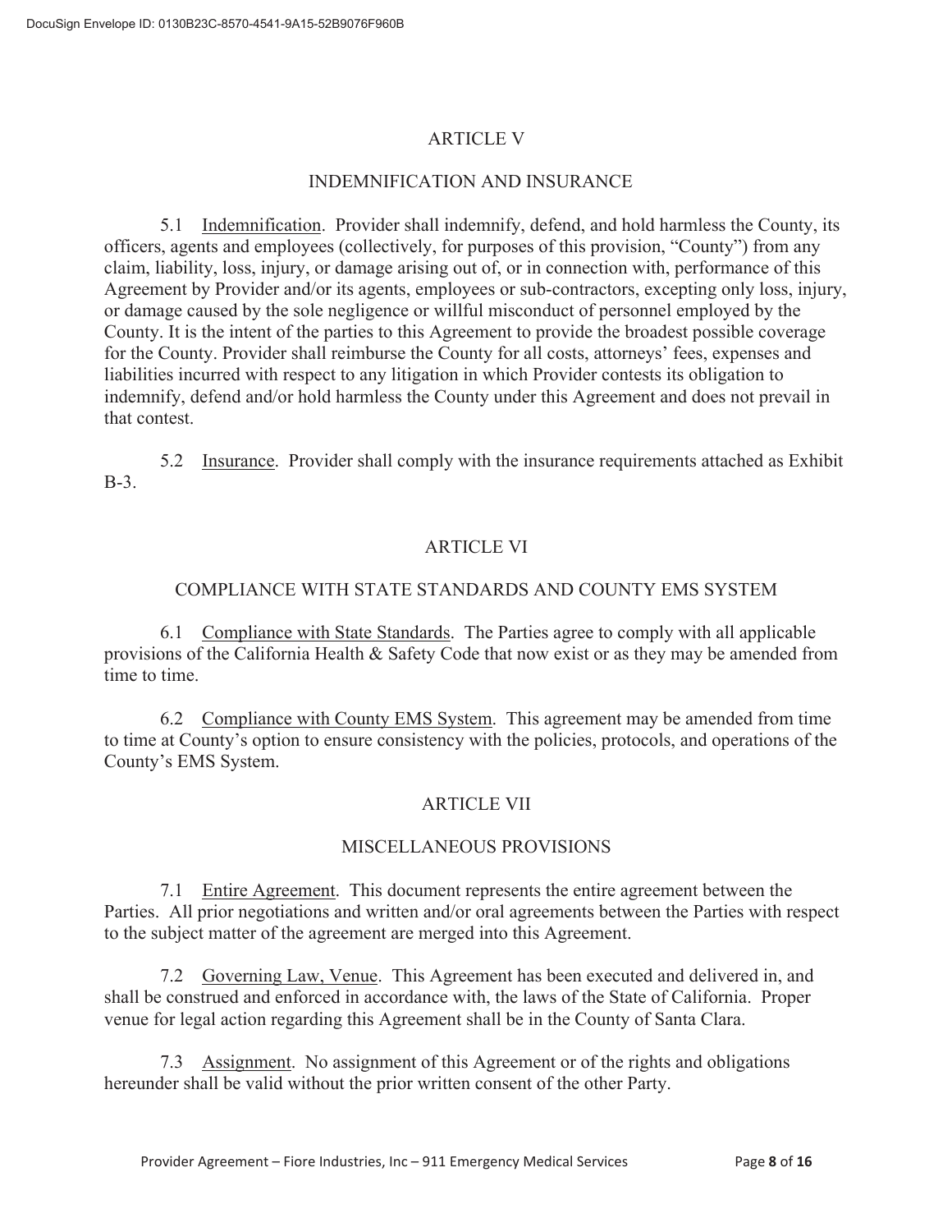## ARTICLE V

## INDEMNIFICATION AND INSURANCE

5.1 Indemnification. Provider shall indemnify, defend, and hold harmless the County, its officers, agents and employees (collectively, for purposes of this provision, "County") from any claim, liability, loss, injury, or damage arising out of, or in connection with, performance of this Agreement by Provider and/or its agents, employees or sub-contractors, excepting only loss, injury, or damage caused by the sole negligence or willful misconduct of personnel employed by the County. It is the intent of the parties to this Agreement to provide the broadest possible coverage for the County. Provider shall reimburse the County for all costs, attorneys' fees, expenses and liabilities incurred with respect to any litigation in which Provider contests its obligation to indemnify, defend and/or hold harmless the County under this Agreement and does not prevail in that contest.

5.2 Insurance. Provider shall comply with the insurance requirements attached as Exhibit B-3.

## ARTICLE VI

## COMPLIANCE WITH STATE STANDARDS AND COUNTY EMS SYSTEM

6.1 Compliance with State Standards. The Parties agree to comply with all applicable provisions of the California Health & Safety Code that now exist or as they may be amended from time to time.

6.2 Compliance with County EMS System. This agreement may be amended from time to time at County's option to ensure consistency with the policies, protocols, and operations of the County's EMS System.

## ARTICLE VII

## MISCELLANEOUS PROVISIONS

7.1 Entire Agreement. This document represents the entire agreement between the Parties. All prior negotiations and written and/or oral agreements between the Parties with respect to the subject matter of the agreement are merged into this Agreement.

7.2 Governing Law, Venue. This Agreement has been executed and delivered in, and shall be construed and enforced in accordance with, the laws of the State of California. Proper venue for legal action regarding this Agreement shall be in the County of Santa Clara.

7.3 Assignment. No assignment of this Agreement or of the rights and obligations hereunder shall be valid without the prior written consent of the other Party.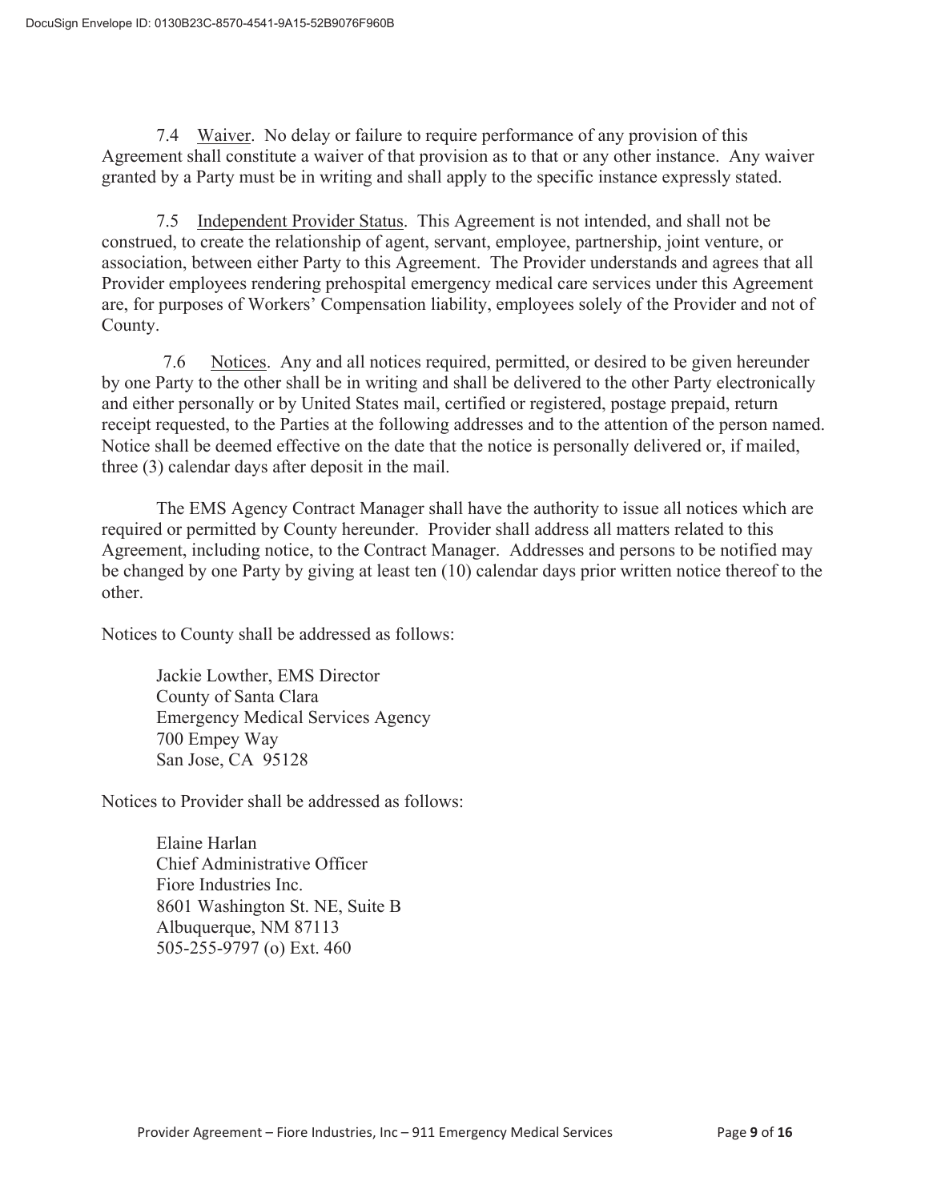7.4 Waiver. No delay or failure to require performance of any provision of this Agreement shall constitute a waiver of that provision as to that or any other instance. Any waiver granted by a Party must be in writing and shall apply to the specific instance expressly stated.

7.5 Independent Provider Status. This Agreement is not intended, and shall not be construed, to create the relationship of agent, servant, employee, partnership, joint venture, or association, between either Party to this Agreement. The Provider understands and agrees that all Provider employees rendering prehospital emergency medical care services under this Agreement are, for purposes of Workers' Compensation liability, employees solely of the Provider and not of County.

7.6 Notices. Any and all notices required, permitted, or desired to be given hereunder by one Party to the other shall be in writing and shall be delivered to the other Party electronically and either personally or by United States mail, certified or registered, postage prepaid, return receipt requested, to the Parties at the following addresses and to the attention of the person named. Notice shall be deemed effective on the date that the notice is personally delivered or, if mailed, three (3) calendar days after deposit in the mail.

The EMS Agency Contract Manager shall have the authority to issue all notices which are required or permitted by County hereunder. Provider shall address all matters related to this Agreement, including notice, to the Contract Manager. Addresses and persons to be notified may be changed by one Party by giving at least ten (10) calendar days prior written notice thereof to the other.

Notices to County shall be addressed as follows:

Jackie Lowther, EMS Director  
County of Santa Clara  
Emergency Medical Services Agency  
700 Empey Way  
San Jose, CA 95128

Notices to Provider shall be addressed as follows:

Elaine Harlan  
Chief Administrative Officer  
Fiore Industries Inc.  
8601 Washington St. NE, Suite B  
Albuquerque, NM 87113  
505-255-9797 (o) Ext. 460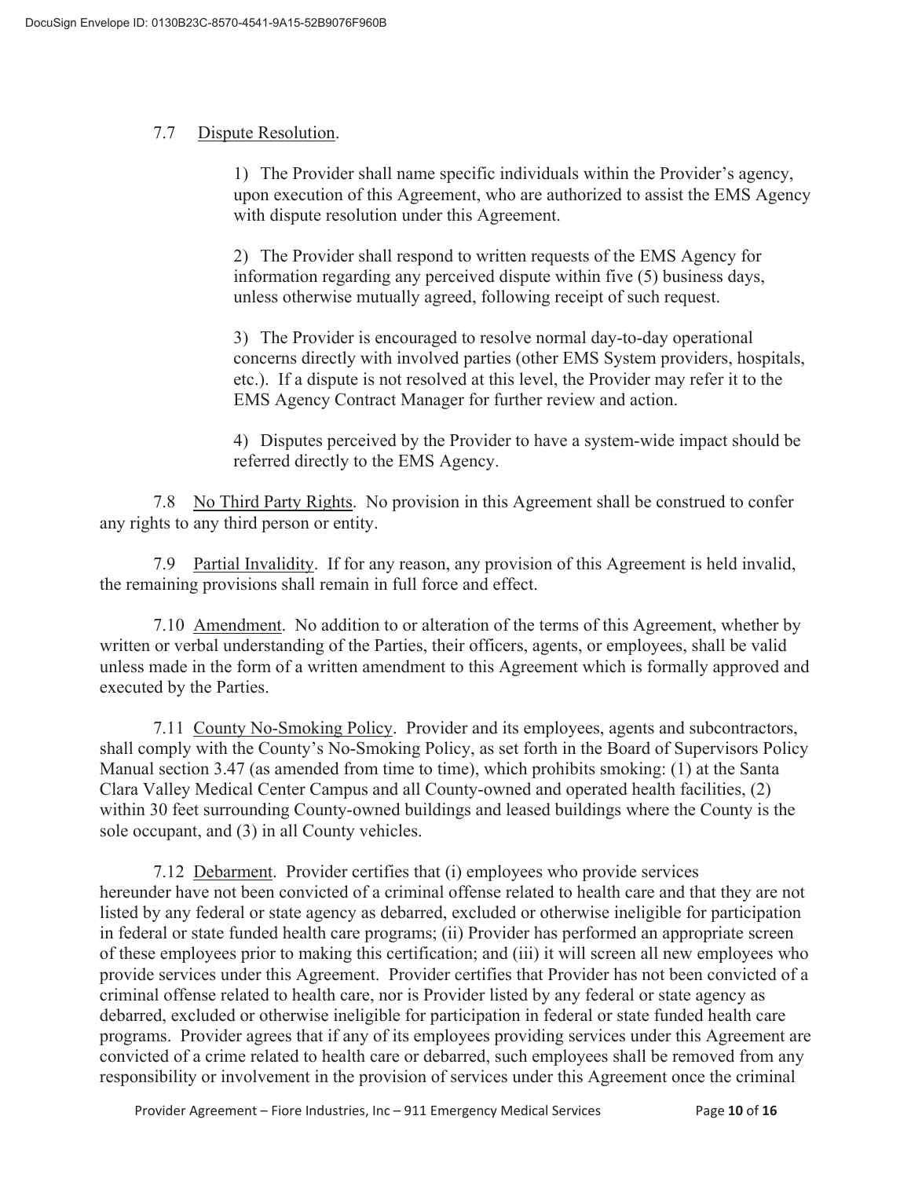7.7 Dispute Resolution.

1) The Provider shall name specific individuals within the Provider's agency, upon execution of this Agreement, who are authorized to assist the EMS Agency with dispute resolution under this Agreement.

2) The Provider shall respond to written requests of the EMS Agency for information regarding any perceived dispute within five (5) business days, unless otherwise mutually agreed, following receipt of such request.

3) The Provider is encouraged to resolve normal day-to-day operational concerns directly with involved parties (other EMS System providers, hospitals, etc.). If a dispute is not resolved at this level, the Provider may refer it to the EMS Agency Contract Manager for further review and action.

4) Disputes perceived by the Provider to have a system-wide impact should be referred directly to the EMS Agency.

7.8 No Third Party Rights. No provision in this Agreement shall be construed to confer any rights to any third person or entity.

7.9 Partial Invalidity. If for any reason, any provision of this Agreement is held invalid, the remaining provisions shall remain in full force and effect.

7.10 Amendment. No addition to or alteration of the terms of this Agreement, whether by written or verbal understanding of the Parties, their officers, agents, or employees, shall be valid unless made in the form of a written amendment to this Agreement which is formally approved and executed by the Parties.

7.11 County No-Smoking Policy. Provider and its employees, agents and subcontractors, shall comply with the County's No-Smoking Policy, as set forth in the Board of Supervisors Policy Manual section 3.47 (as amended from time to time), which prohibits smoking: (1) at the Santa Clara Valley Medical Center Campus and all County-owned and operated health facilities, (2) within 30 feet surrounding County-owned buildings and leased buildings where the County is the sole occupant, and (3) in all County vehicles.

7.12 Debarment. Provider certifies that (i) employees who provide services hereunder have not been convicted of a criminal offense related to health care and that they are not listed by any federal or state agency as debarred, excluded or otherwise ineligible for participation in federal or state funded health care programs; (ii) Provider has performed an appropriate screen of these employees prior to making this certification; and (iii) it will screen all new employees who provide services under this Agreement. Provider certifies that Provider has not been convicted of a criminal offense related to health care, nor is Provider listed by any federal or state agency as debarred, excluded or otherwise ineligible for participation in federal or state funded health care programs. Provider agrees that if any of its employees providing services under this Agreement are convicted of a crime related to health care or debarred, such employees shall be removed from any responsibility or involvement in the provision of services under this Agreement once the criminal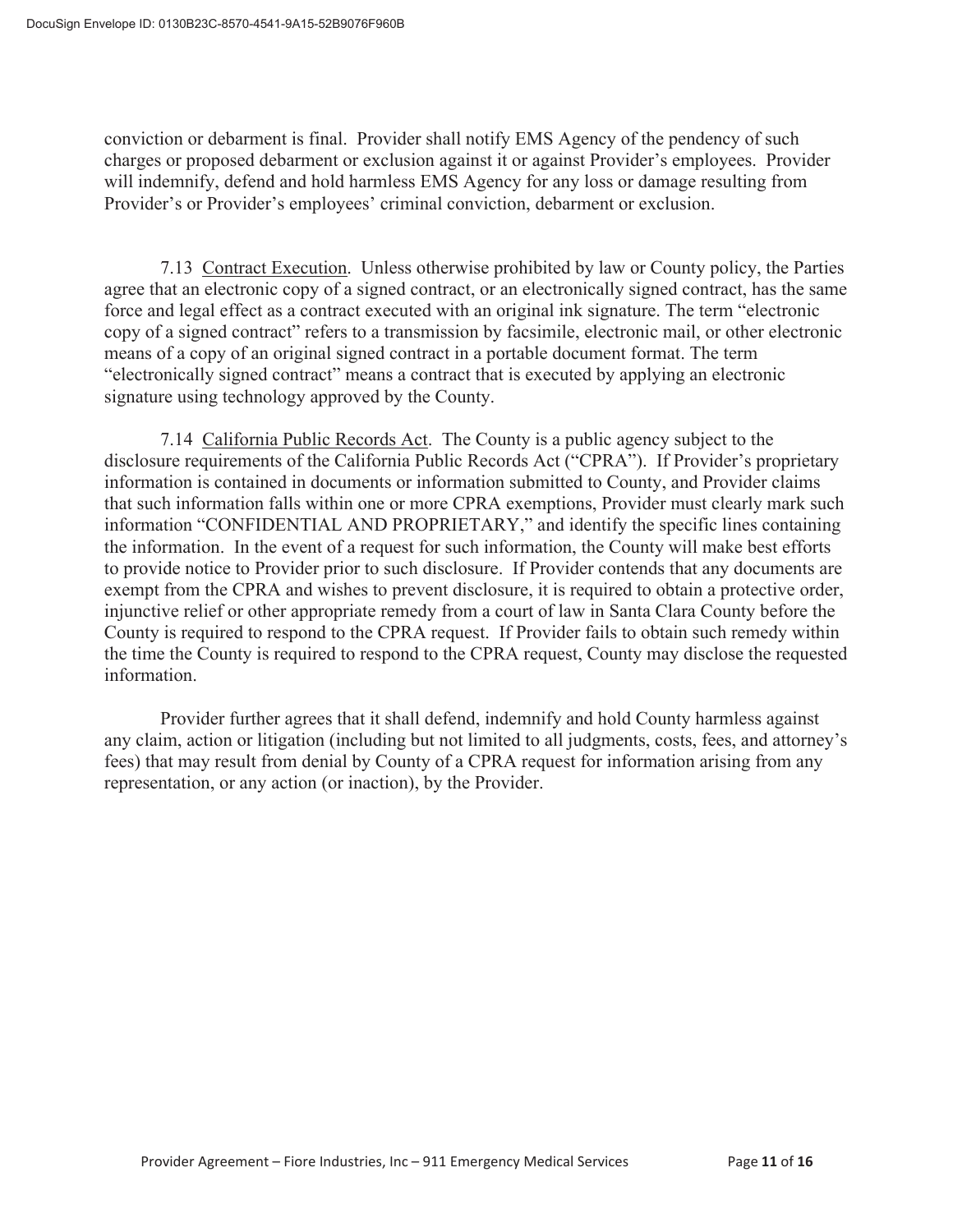conviction or debarment is final. Provider shall notify EMS Agency of the pendency of such charges or proposed debarment or exclusion against it or against Provider's employees. Provider will indemnify, defend and hold harmless EMS Agency for any loss or damage resulting from Provider's or Provider's employees' criminal conviction, debarment or exclusion.

7.13 Contract Execution. Unless otherwise prohibited by law or County policy, the Parties agree that an electronic copy of a signed contract, or an electronically signed contract, has the same force and legal effect as a contract executed with an original ink signature. The term "electronic copy of a signed contract" refers to a transmission by facsimile, electronic mail, or other electronic means of a copy of an original signed contract in a portable document format. The term "electronically signed contract" means a contract that is executed by applying an electronic signature using technology approved by the County.

7.14 California Public Records Act. The County is a public agency subject to the disclosure requirements of the California Public Records Act ("CPRA"). If Provider's proprietary information is contained in documents or information submitted to County, and Provider claims that such information falls within one or more CPRA exemptions, Provider must clearly mark such information "CONFIDENTIAL AND PROPRIETARY," and identify the specific lines containing the information. In the event of a request for such information, the County will make best efforts to provide notice to Provider prior to such disclosure. If Provider contends that any documents are exempt from the CPRA and wishes to prevent disclosure, it is required to obtain a protective order, injunctive relief or other appropriate remedy from a court of law in Santa Clara County before the County is required to respond to the CPRA request. If Provider fails to obtain such remedy within the time the County is required to respond to the CPRA request, County may disclose the requested information.

Provider further agrees that it shall defend, indemnify and hold County harmless against any claim, action or litigation (including but not limited to all judgments, costs, fees, and attorney's fees) that may result from denial by County of a CPRA request for information arising from any representation, or any action (or inaction), by the Provider.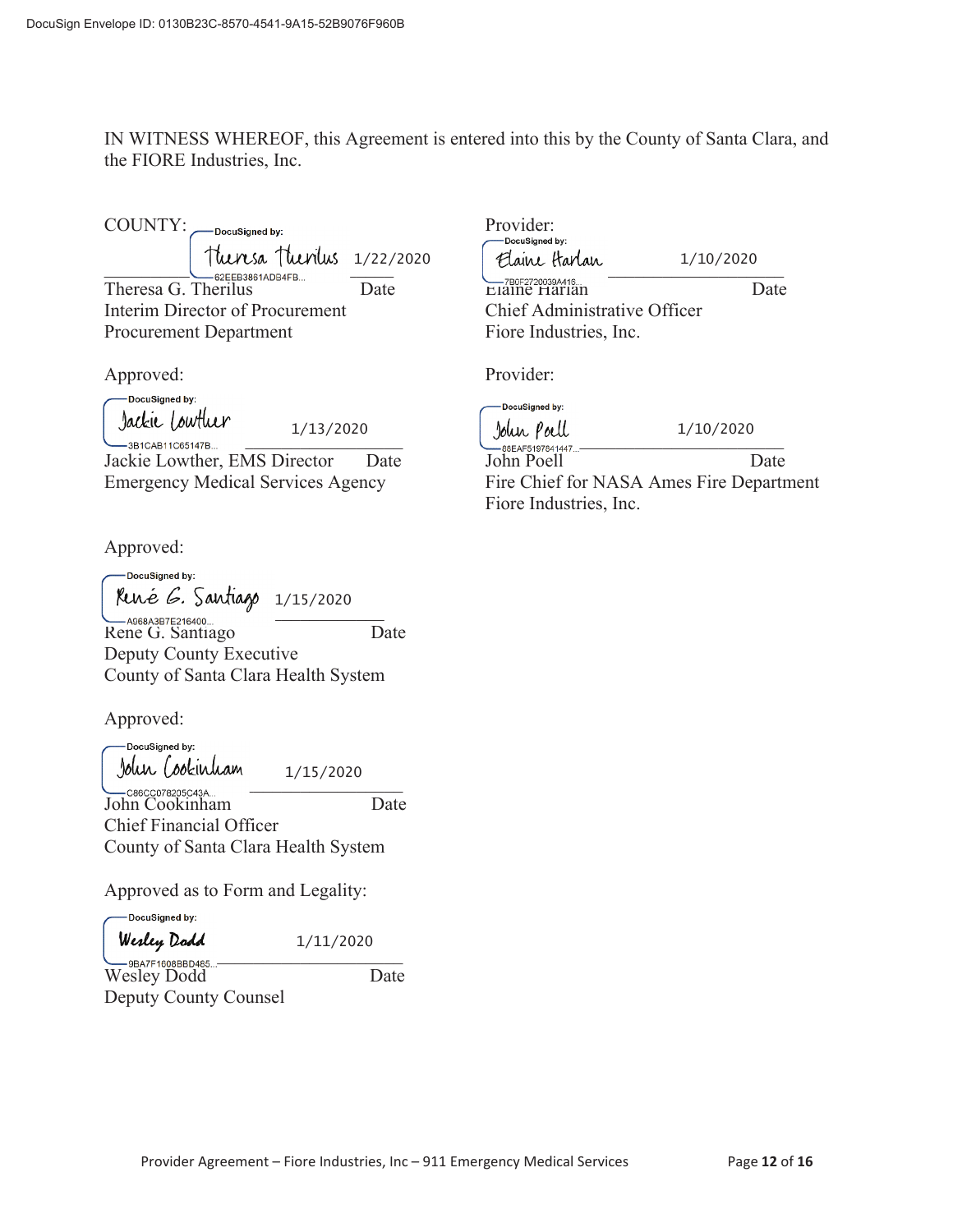IN WITNESS WHEREOF, this Agreement is entered into this by the County of Santa Clara, and the FIORE Industries, Inc.

COUNTY:

DocuSigned by: Theresa Therilus 1/22/2020
62EEB3861ADB4FB...

Theresa G. Therilus Date
Interim Director of Procurement
Procurement Department

Approved:

DocuSigned by: Jackie Lowther 1/13/2020
3B1CAB11C65147B...

Jackie Lowther, EMS Director Date
Emergency Medical Services Agency

Approved:

DocuSigned by: René G. Santiago 1/15/2020
A968A3B7E216400...

Rene G. Santiago Date
Deputy County Executive
County of Santa Clara Health System

Approved:

DocuSigned by: John Cookinham 1/15/2020
C86CC078205C43A...

John Cookinham Date
Chief Financial Officer
County of Santa Clara Health System

Approved as to Form and Legality:

DocuSigned by: Wesley Dodd 1/11/2020
9BA7F1608BBD465...

Wesley Dodd Date
Deputy County Counsel

Provider:

DocuSigned by: Elaine Harlan 1/10/2020
7B0F2720039A416...

Elaine Harlan Date
Chief Administrative Officer
Fiore Industries, Inc.

Provider:

DocuSigned by: John Poell 1/10/2020
88EAF5197641447...

John Poell Date
Fire Chief for NASA Ames Fire Department
Fiore Industries, Inc.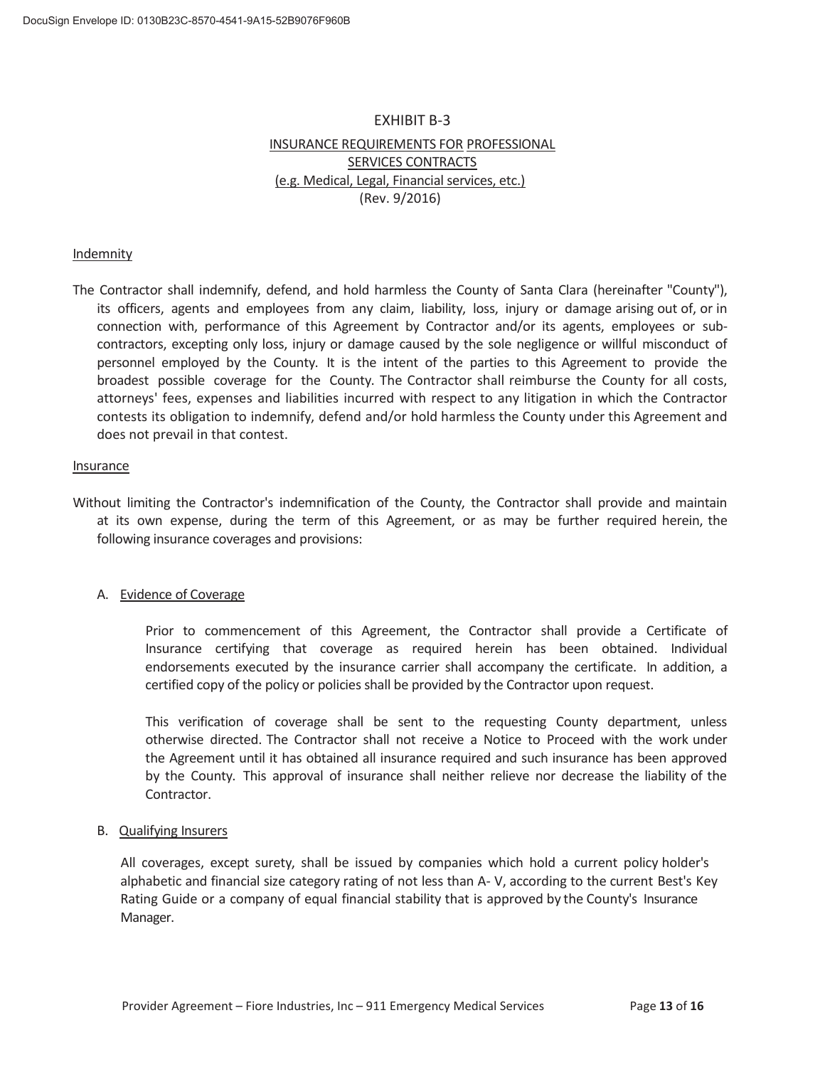# EXHIBIT B-3

## INSURANCE REQUIREMENTS FOR PROFESSIONAL SERVICES CONTRACTS
(e.g. Medical, Legal, Financial services, etc.)
(Rev. 9/2016)

### Indemnity

The Contractor shall indemnify, defend, and hold harmless the County of Santa Clara (hereinafter "County"), its officers, agents and employees from any claim, liability, loss, injury or damage arising out of, or in connection with, performance of this Agreement by Contractor and/or its agents, employees or sub-contractors, excepting only loss, injury or damage caused by the sole negligence or willful misconduct of personnel employed by the County. It is the intent of the parties to this Agreement to provide the broadest possible coverage for the County. The Contractor shall reimburse the County for all costs, attorneys' fees, expenses and liabilities incurred with respect to any litigation in which the Contractor contests its obligation to indemnify, defend and/or hold harmless the County under this Agreement and does not prevail in that contest.

### Insurance

Without limiting the Contractor's indemnification of the County, the Contractor shall provide and maintain at its own expense, during the term of this Agreement, or as may be further required herein, the following insurance coverages and provisions:

A. Evidence of Coverage

Prior to commencement of this Agreement, the Contractor shall provide a Certificate of Insurance certifying that coverage as required herein has been obtained. Individual endorsements executed by the insurance carrier shall accompany the certificate. In addition, a certified copy of the policy or policies shall be provided by the Contractor upon request.

This verification of coverage shall be sent to the requesting County department, unless otherwise directed. The Contractor shall not receive a Notice to Proceed with the work under the Agreement until it has obtained all insurance required and such insurance has been approved by the County. This approval of insurance shall neither relieve nor decrease the liability of the Contractor.

B. Qualifying Insurers

All coverages, except surety, shall be issued by companies which hold a current policy holder's alphabetic and financial size category rating of not less than A- V, according to the current Best's Key Rating Guide or a company of equal financial stability that is approved by the County's Insurance Manager.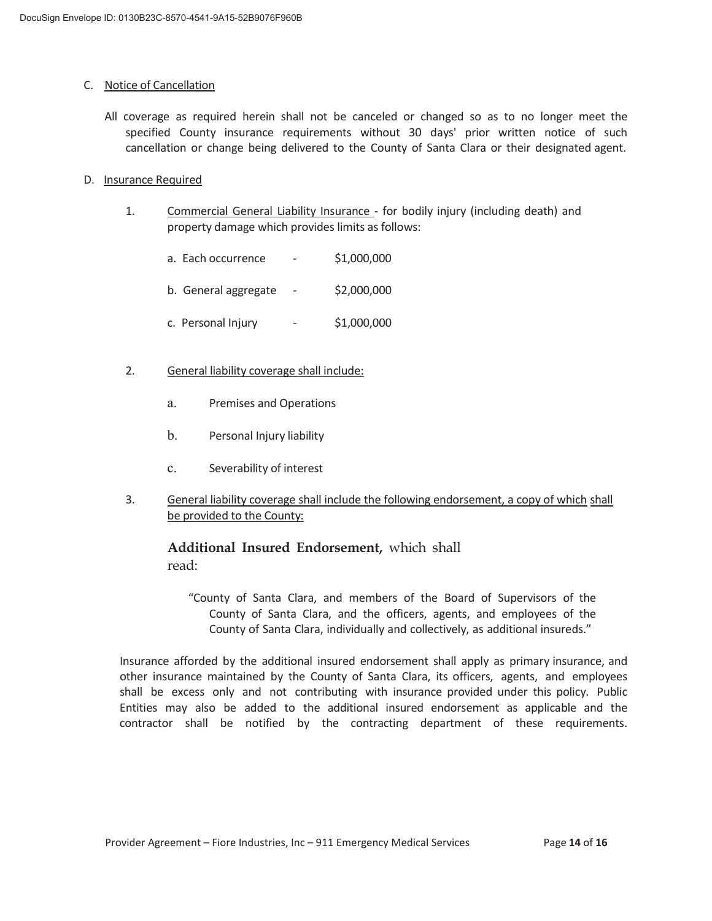C. Notice of Cancellation

All coverage as required herein shall not be canceled or changed so as to no longer meet the specified County insurance requirements without 30 days' prior written notice of such cancellation or change being delivered to the County of Santa Clara or their designated agent.

D. Insurance Required

1. Commercial General Liability Insurance - for bodily injury (including death) and property damage which provides limits as follows:

   a. Each occurrence - $1,000,000

   b. General aggregate - $2,000,000

   c. Personal Injury - $1,000,000

2. General liability coverage shall include:

   a. Premises and Operations

   b. Personal Injury liability

   c. Severability of interest

3. General liability coverage shall include the following endorsement, a copy of which shall be provided to the County:

   **Additional Insured Endorsement,** which shall read:

   > "County of Santa Clara, and members of the Board of Supervisors of the County of Santa Clara, and the officers, agents, and employees of the County of Santa Clara, individually and collectively, as additional insureds."

Insurance afforded by the additional insured endorsement shall apply as primary insurance, and other insurance maintained by the County of Santa Clara, its officers, agents, and employees shall be excess only and not contributing with insurance provided under this policy. Public Entities may also be added to the additional insured endorsement as applicable and the contractor shall be notified by the contracting department of these requirements.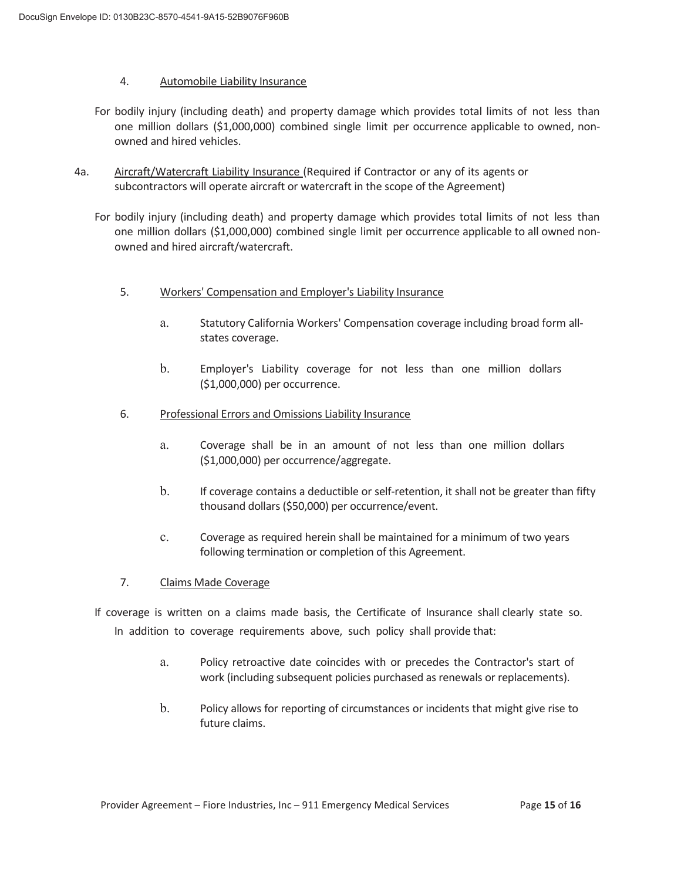4. Automobile Liability Insurance

For bodily injury (including death) and property damage which provides total limits of not less than one million dollars ($1,000,000) combined single limit per occurrence applicable to owned, non-owned and hired vehicles.

4a. Aircraft/Watercraft Liability Insurance (Required if Contractor or any of its agents or subcontractors will operate aircraft or watercraft in the scope of the Agreement)

For bodily injury (including death) and property damage which provides total limits of not less than one million dollars ($1,000,000) combined single limit per occurrence applicable to all owned non-owned and hired aircraft/watercraft.

5. Workers' Compensation and Employer's Liability Insurance

   a. Statutory California Workers' Compensation coverage including broad form all-states coverage.

   b. Employer's Liability coverage for not less than one million dollars ($1,000,000) per occurrence.

6. Professional Errors and Omissions Liability Insurance

   a. Coverage shall be in an amount of not less than one million dollars ($1,000,000) per occurrence/aggregate.

   b. If coverage contains a deductible or self-retention, it shall not be greater than fifty thousand dollars ($50,000) per occurrence/event.

   c. Coverage as required herein shall be maintained for a minimum of two years following termination or completion of this Agreement.

7. Claims Made Coverage

If coverage is written on a claims made basis, the Certificate of Insurance shall clearly state so. In addition to coverage requirements above, such policy shall provide that:

   a. Policy retroactive date coincides with or precedes the Contractor's start of work (including subsequent policies purchased as renewals or replacements).

   b. Policy allows for reporting of circumstances or incidents that might give rise to future claims.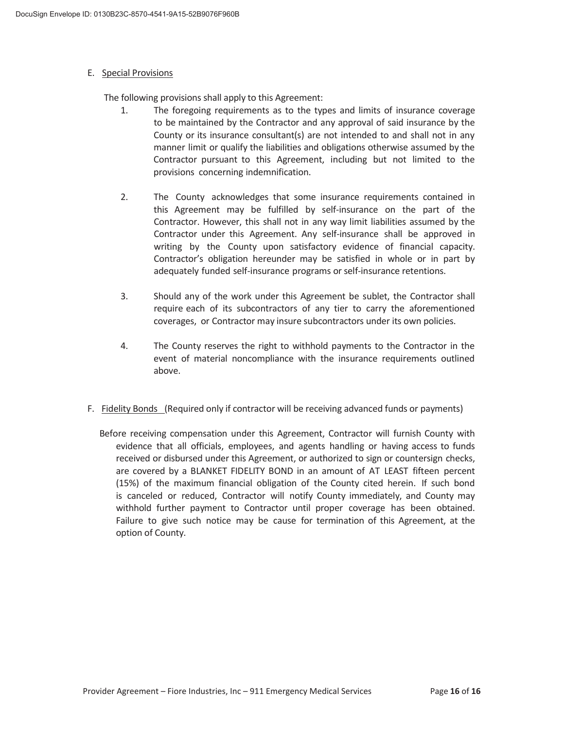E. Special Provisions

The following provisions shall apply to this Agreement:

1. The foregoing requirements as to the types and limits of insurance coverage to be maintained by the Contractor and any approval of said insurance by the County or its insurance consultant(s) are not intended to and shall not in any manner limit or qualify the liabilities and obligations otherwise assumed by the Contractor pursuant to this Agreement, including but not limited to the provisions concerning indemnification.

2. The County acknowledges that some insurance requirements contained in this Agreement may be fulfilled by self-insurance on the part of the Contractor. However, this shall not in any way limit liabilities assumed by the Contractor under this Agreement. Any self-insurance shall be approved in writing by the County upon satisfactory evidence of financial capacity. Contractor's obligation hereunder may be satisfied in whole or in part by adequately funded self-insurance programs or self-insurance retentions.

3. Should any of the work under this Agreement be sublet, the Contractor shall require each of its subcontractors of any tier to carry the aforementioned coverages, or Contractor may insure subcontractors under its own policies.

4. The County reserves the right to withhold payments to the Contractor in the event of material noncompliance with the insurance requirements outlined above.

F. Fidelity Bonds (Required only if contractor will be receiving advanced funds or payments)

Before receiving compensation under this Agreement, Contractor will furnish County with evidence that all officials, employees, and agents handling or having access to funds received or disbursed under this Agreement, or authorized to sign or countersign checks, are covered by a BLANKET FIDELITY BOND in an amount of AT LEAST fifteen percent (15%) of the maximum financial obligation of the County cited herein. If such bond is canceled or reduced, Contractor will notify County immediately, and County may withhold further payment to Contractor until proper coverage has been obtained. Failure to give such notice may be cause for termination of this Agreement, at the option of County.